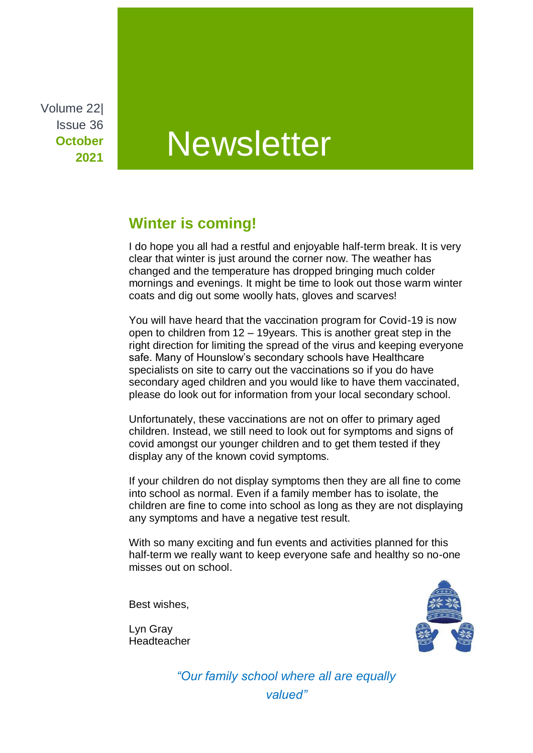Volume 22| Issue 36
**October 2021**

# Newsletter

## Winter is coming!

I do hope you all had a restful and enjoyable half-term break. It is very clear that winter is just around the corner now. The weather has changed and the temperature has dropped bringing much colder mornings and evenings. It might be time to look out those warm winter coats and dig out some woolly hats, gloves and scarves!

You will have heard that the vaccination program for Covid-19 is now open to children from 12 – 19years. This is another great step in the right direction for limiting the spread of the virus and keeping everyone safe. Many of Hounslow's secondary schools have Healthcare specialists on site to carry out the vaccinations so if you do have secondary aged children and you would like to have them vaccinated, please do look out for information from your local secondary school.

Unfortunately, these vaccinations are not on offer to primary aged children. Instead, we still need to look out for symptoms and signs of covid amongst our younger children and to get them tested if they display any of the known covid symptoms.

If your children do not display symptoms then they are all fine to come into school as normal. Even if a family member has to isolate, the children are fine to come into school as long as they are not displaying any symptoms and have a negative test result.

With so many exciting and fun events and activities planned for this half-term we really want to keep everyone safe and healthy so no-one misses out on school.

Best wishes,

Lyn Gray
Headteacher

*"Our family school where all are equally valued"*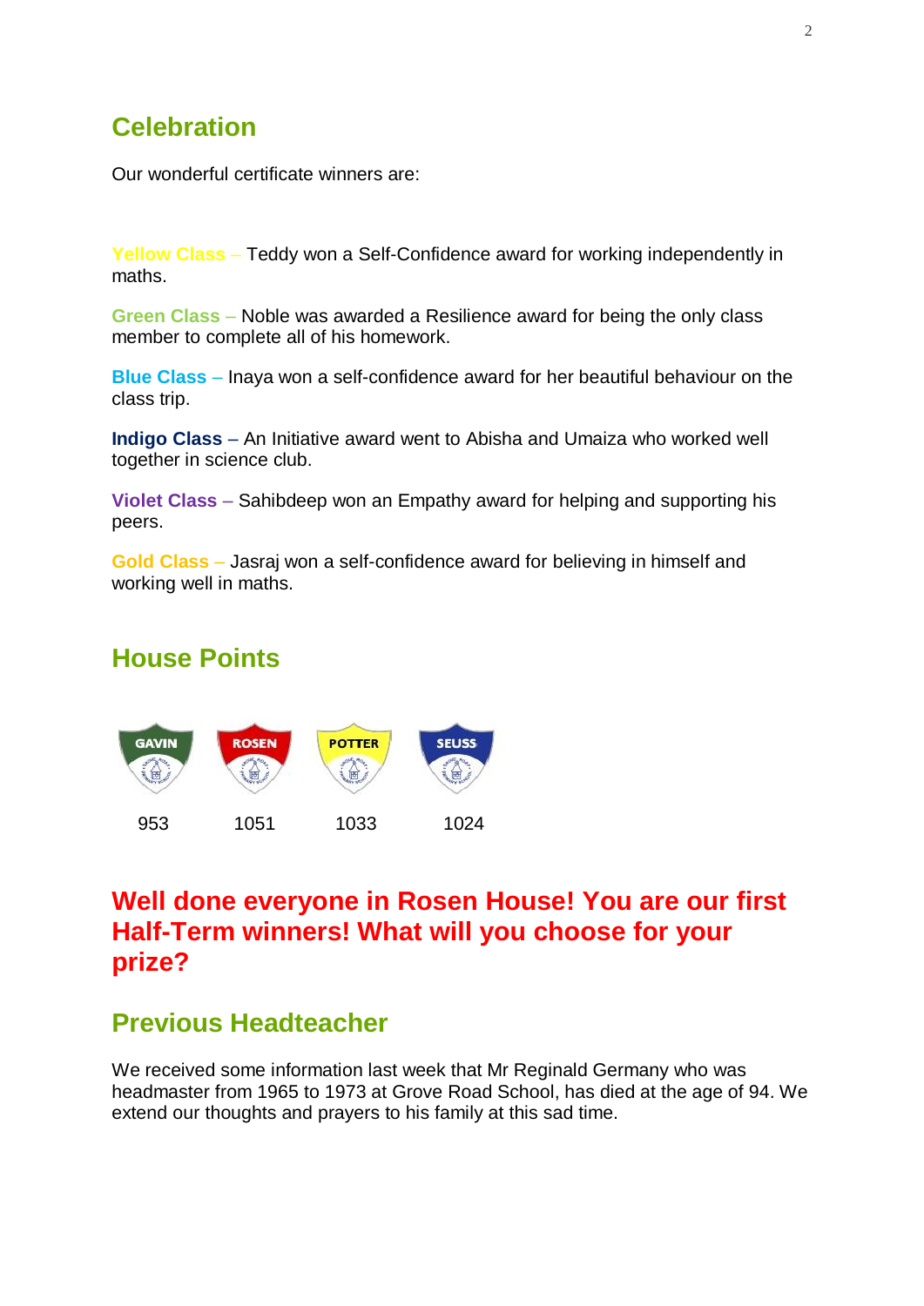## Celebration

Our wonderful certificate winners are:

**Yellow Class** – Teddy won a Self-Confidence award for working independently in maths.

**Green Class** – Noble was awarded a Resilience award for being the only class member to complete all of his homework.

**Blue Class** – Inaya won a self-confidence award for her beautiful behaviour on the class trip.

**Indigo Class** – An Initiative award went to Abisha and Umaiza who worked well together in science club.

**Violet Class** – Sahibdeep won an Empathy award for helping and supporting his peers.

**Gold Class** – Jasraj won a self-confidence award for believing in himself and working well in maths.

## House Points

| GAVIN | ROSEN | POTTER | SEUSS |
|---|---|---|---|
| 953 | 1051 | 1033 | 1024 |

## Well done everyone in Rosen House! You are our first Half-Term winners! What will you choose for your prize?

## Previous Headteacher

We received some information last week that Mr Reginald Germany who was headmaster from 1965 to 1973 at Grove Road School, has died at the age of 94. We extend our thoughts and prayers to his family at this sad time.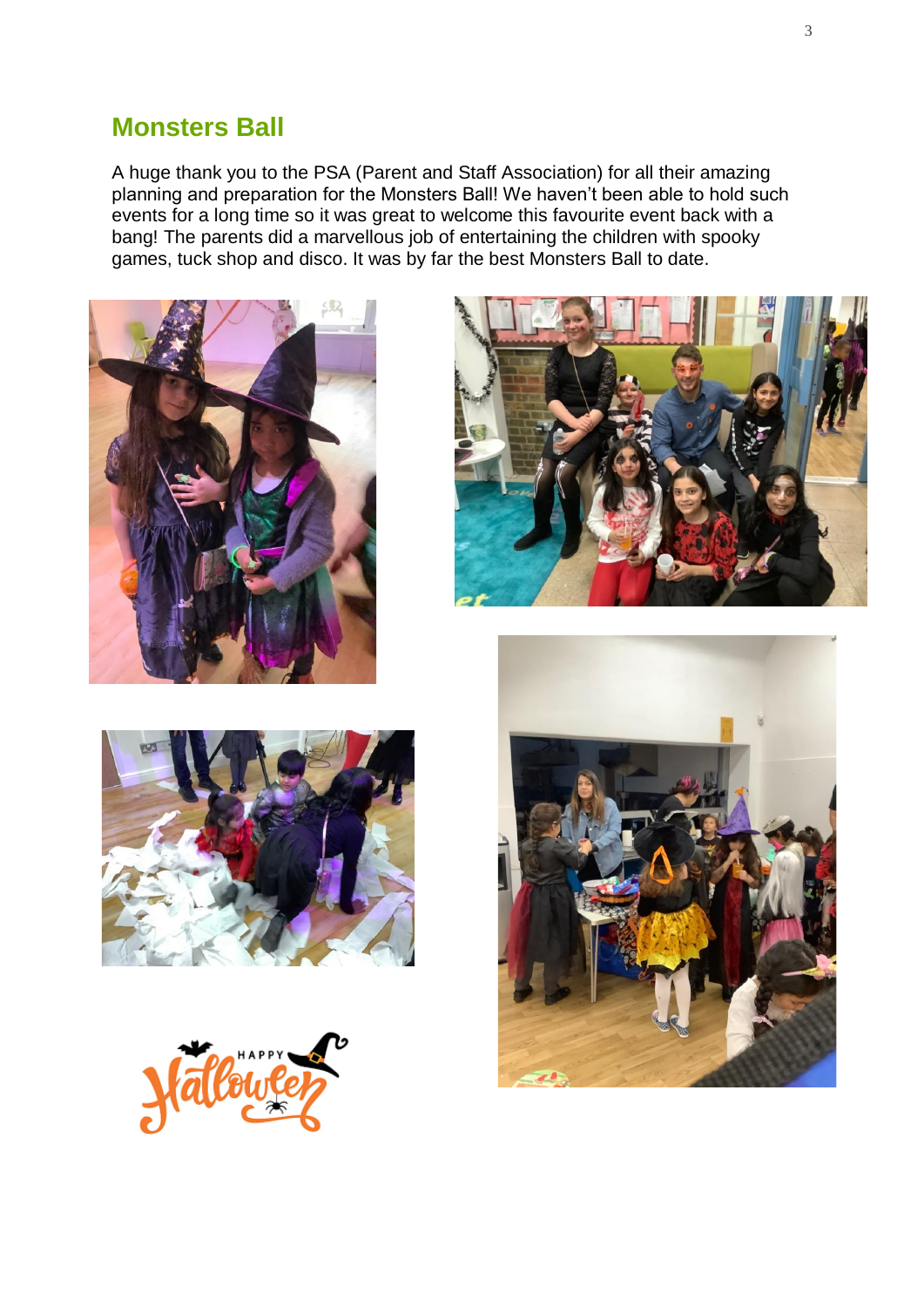## Monsters Ball

A huge thank you to the PSA (Parent and Staff Association) for all their amazing planning and preparation for the Monsters Ball! We haven't been able to hold such events for a long time so it was great to welcome this favourite event back with a bang! The parents did a marvellous job of entertaining the children with spooky games, tuck shop and disco. It was by far the best Monsters Ball to date.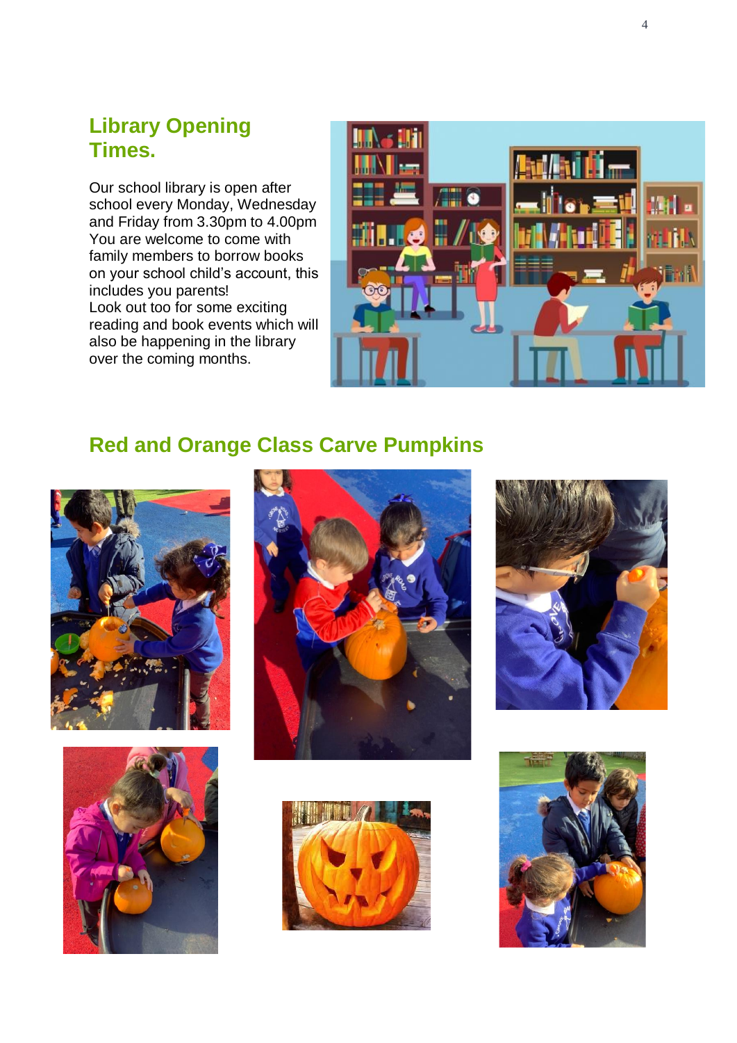## Library Opening Times.

Our school library is open after school every Monday, Wednesday and Friday from 3.30pm to 4.00pm You are welcome to come with family members to borrow books on your school child's account, this includes you parents!
Look out too for some exciting reading and book events which will also be happening in the library over the coming months.

## Red and Orange Class Carve Pumpkins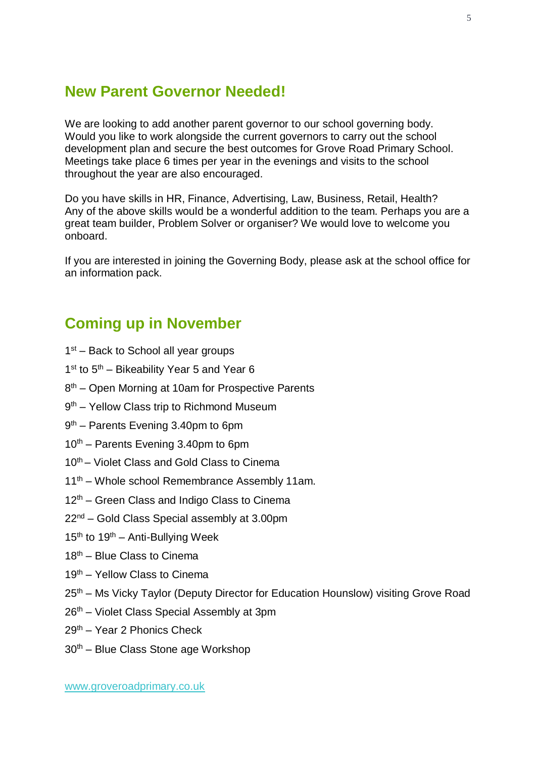## New Parent Governor Needed!

We are looking to add another parent governor to our school governing body. Would you like to work alongside the current governors to carry out the school development plan and secure the best outcomes for Grove Road Primary School. Meetings take place 6 times per year in the evenings and visits to the school throughout the year are also encouraged.

Do you have skills in HR, Finance, Advertising, Law, Business, Retail, Health? Any of the above skills would be a wonderful addition to the team. Perhaps you are a great team builder, Problem Solver or organiser? We would love to welcome you onboard.

If you are interested in joining the Governing Body, please ask at the school office for an information pack.

## Coming up in November

1st – Back to School all year groups

1st to 5th – Bikeability Year 5 and Year 6

8th – Open Morning at 10am for Prospective Parents

9th – Yellow Class trip to Richmond Museum

9th – Parents Evening 3.40pm to 6pm

10th – Parents Evening 3.40pm to 6pm

10th – Violet Class and Gold Class to Cinema

11th – Whole school Remembrance Assembly 11am.

12th – Green Class and Indigo Class to Cinema

22nd – Gold Class Special assembly at 3.00pm

15th to 19th – Anti-Bullying Week

18th – Blue Class to Cinema

19th – Yellow Class to Cinema

25th – Ms Vicky Taylor (Deputy Director for Education Hounslow) visiting Grove Road

26th – Violet Class Special Assembly at 3pm

29th – Year 2 Phonics Check

30th – Blue Class Stone age Workshop

www.groveroadprimary.co.uk